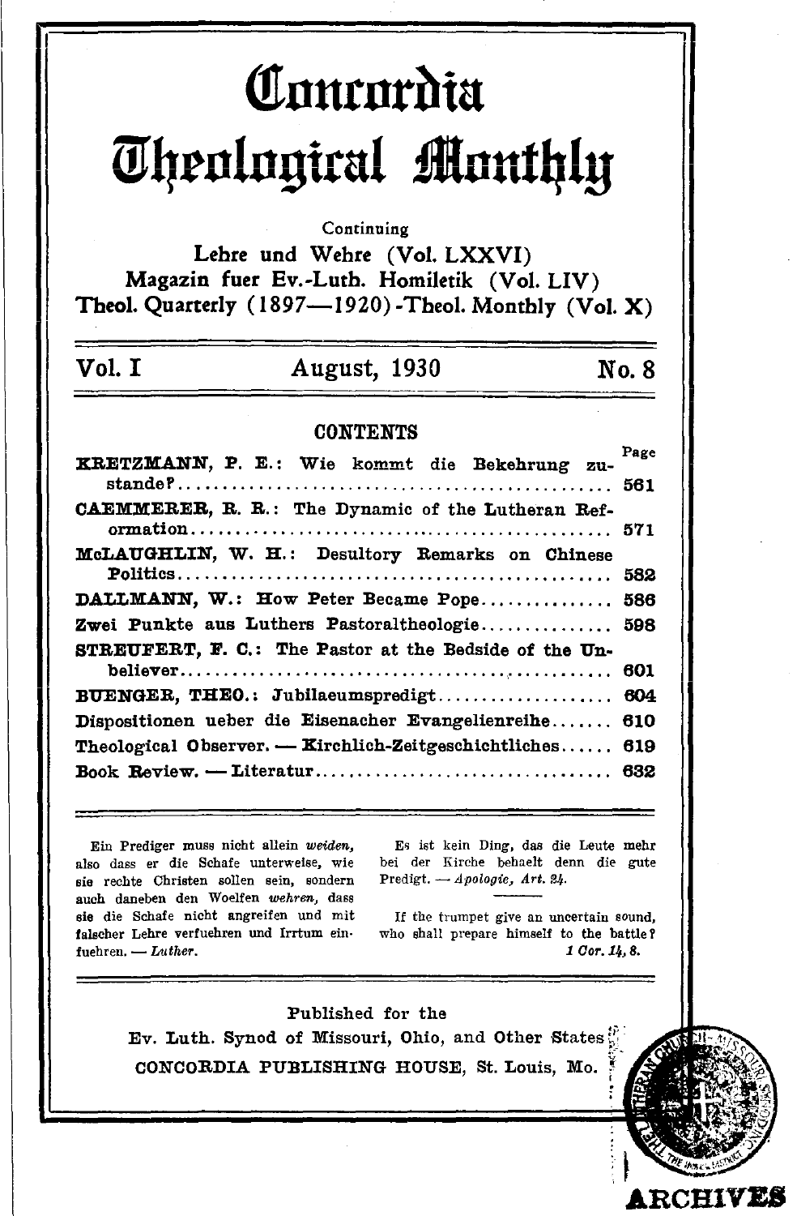# Concordia Theological Monthly

Continuing

Lehre und Wehre (Vol. LXXVI)
Magazin fuer Ev.-Luth. Homiletik (Vol. LIV)
Theol. Quarterly (1897—1920)-Theol. Monthly (Vol. X)

Vol. I — August, 1930 — No. 8

## CONTENTS

| | Page |
|---|---|
| KRETZMANN, P. E.: Wie kommt die Bekehrung zustande? | 561 |
| CAEMMERER, R. R.: The Dynamic of the Lutheran Reformation | 571 |
| McLAUGHLIN, W. H.: Desultory Remarks on Chinese Politics | 582 |
| DALLMANN, W.: How Peter Became Pope | 586 |
| Zwei Punkte aus Luthers Pastoraltheologie | 598 |
| STREUFERT, F. C.: The Pastor at the Bedside of the Unbeliever | 601 |
| BUENGER, THEO.: Jubilaeumspredigt | 604 |
| Dispositionen ueber die Eisenacher Evangelienreihe | 610 |
| Theological Observer. — Kirchlich-Zeitgeschichtliches | 619 |
| Book Review. — Literatur | 632 |

Ein Prediger muss nicht allein *weiden*, also dass er die Schafe unterweise, wie sie rechte Christen sollen sein, sondern auch daneben den Woelfen *wehren*, dass sie die Schafe nicht angreifen und mit falscher Lehre verfuehren und Irrtum einfuehren. — *Luther.*

Es ist kein Ding, das die Leute mehr bei der Kirche behaelt denn die gute Predigt. — *Apologie, Art. 24.*

If the trumpet give an uncertain sound, who shall prepare himself to the battle? *1 Cor. 14, 8.*

Published for the
Ev. Luth. Synod of Missouri, Ohio, and Other States
CONCORDIA PUBLISHING HOUSE, St. Louis, Mo.

ARCHIVES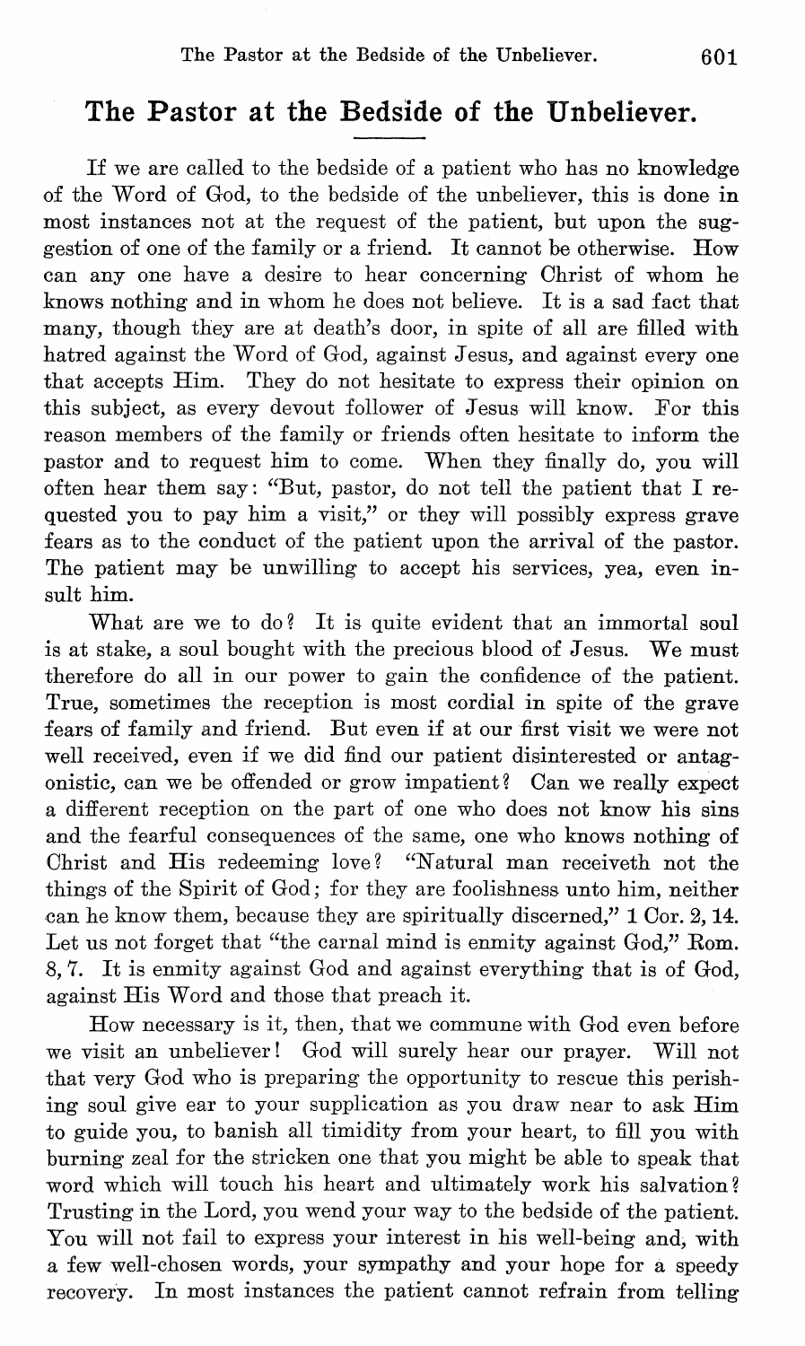# The Pastor at the Bedside of the Unbeliever.

If we are called to the bedside of a patient who has no knowledge of the Word of God, to the bedside of the unbeliever, this is done in most instances not at the request of the patient, but upon the suggestion of one of the family or a friend. It cannot be otherwise. How can any one have a desire to hear concerning Christ of whom he knows nothing and in whom he does not believe. It is a sad fact that many, though they are at death's door, in spite of all are filled with hatred against the Word of God, against Jesus, and against every one that accepts Him. They do not hesitate to express their opinion on this subject, as every devout follower of Jesus will know. For this reason members of the family or friends often hesitate to inform the pastor and to request him to come. When they finally do, you will often hear them say: "But, pastor, do not tell the patient that I requested you to pay him a visit," or they will possibly express grave fears as to the conduct of the patient upon the arrival of the pastor. The patient may be unwilling to accept his services, yea, even insult him.

What are we to do? It is quite evident that an immortal soul is at stake, a soul bought with the precious blood of Jesus. We must therefore do all in our power to gain the confidence of the patient. True, sometimes the reception is most cordial in spite of the grave fears of family and friend. But even if at our first visit we were not well received, even if we did find our patient disinterested or antagonistic, can we be offended or grow impatient? Can we really expect a different reception on the part of one who does not know his sins and the fearful consequences of the same, one who knows nothing of Christ and His redeeming love? "Natural man receiveth not the things of the Spirit of God; for they are foolishness unto him, neither can he know them, because they are spiritually discerned," 1 Cor. 2, 14. Let us not forget that "the carnal mind is enmity against God," Rom. 8, 7. It is enmity against God and against everything that is of God, against His Word and those that preach it.

How necessary is it, then, that we commune with God even before we visit an unbeliever! God will surely hear our prayer. Will not that very God who is preparing the opportunity to rescue this perishing soul give ear to your supplication as you draw near to ask Him to guide you, to banish all timidity from your heart, to fill you with burning zeal for the stricken one that you might be able to speak that word which will touch his heart and ultimately work his salvation? Trusting in the Lord, you wend your way to the bedside of the patient. You will not fail to express your interest in his well-being and, with a few well-chosen words, your sympathy and your hope for a speedy recovery. In most instances the patient cannot refrain from telling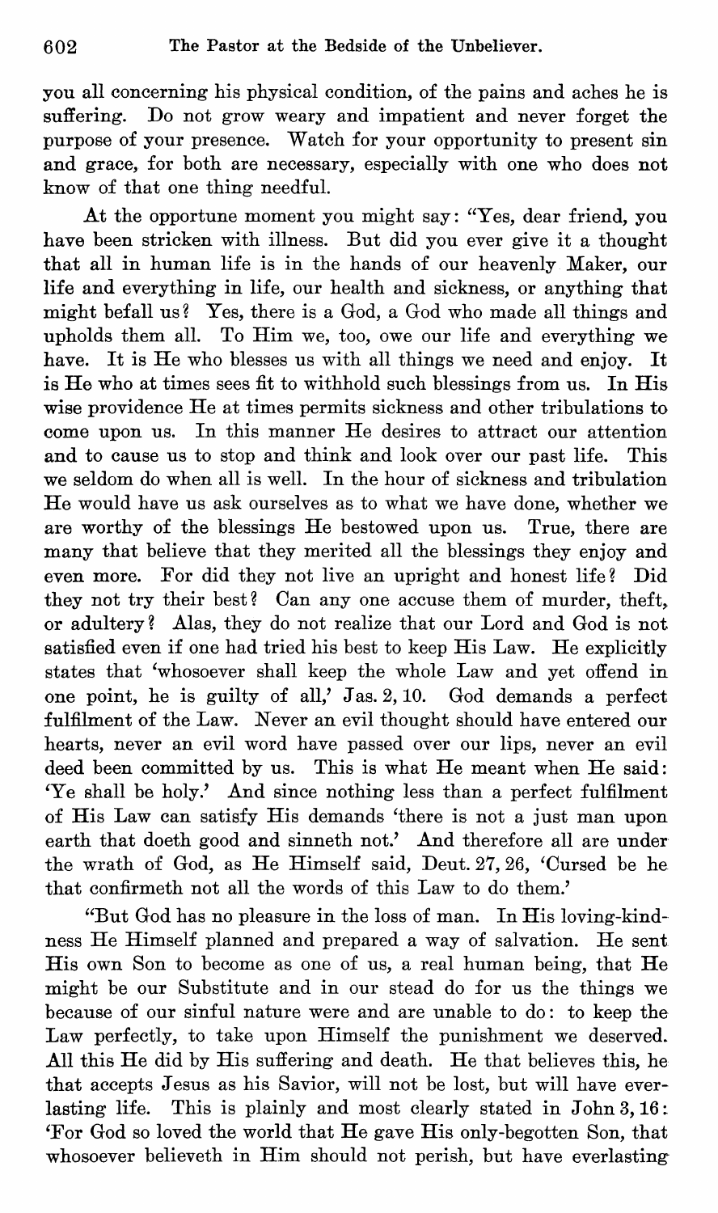you all concerning his physical condition, of the pains and aches he is suffering. Do not grow weary and impatient and never forget the purpose of your presence. Watch for your opportunity to present sin and grace, for both are necessary, especially with one who does not know of that one thing needful.

At the opportune moment you might say: "Yes, dear friend, you have been stricken with illness. But did you ever give it a thought that all in human life is in the hands of our heavenly Maker, our life and everything in life, our health and sickness, or anything that might befall us? Yes, there is a God, a God who made all things and upholds them all. To Him we, too, owe our life and everything we have. It is He who blesses us with all things we need and enjoy. It is He who at times sees fit to withhold such blessings from us. In His wise providence He at times permits sickness and other tribulations to come upon us. In this manner He desires to attract our attention and to cause us to stop and think and look over our past life. This we seldom do when all is well. In the hour of sickness and tribulation He would have us ask ourselves as to what we have done, whether we are worthy of the blessings He bestowed upon us. True, there are many that believe that they merited all the blessings they enjoy and even more. For did they not live an upright and honest life? Did they not try their best? Can any one accuse them of murder, theft, or adultery? Alas, they do not realize that our Lord and God is not satisfied even if one had tried his best to keep His Law. He explicitly states that 'whosoever shall keep the whole Law and yet offend in one point, he is guilty of all,' Jas. 2, 10. God demands a perfect fulfilment of the Law. Never an evil thought should have entered our hearts, never an evil word have passed over our lips, never an evil deed been committed by us. This is what He meant when He said: 'Ye shall be holy.' And since nothing less than a perfect fulfilment of His Law can satisfy His demands 'there is not a just man upon earth that doeth good and sinneth not.' And therefore all are under the wrath of God, as He Himself said, Deut. 27, 26, 'Cursed be he that confirmeth not all the words of this Law to do them.'

"But God has no pleasure in the loss of man. In His loving-kindness He Himself planned and prepared a way of salvation. He sent His own Son to become as one of us, a real human being, that He might be our Substitute and in our stead do for us the things we because of our sinful nature were and are unable to do: to keep the Law perfectly, to take upon Himself the punishment we deserved. All this He did by His suffering and death. He that believes this, he that accepts Jesus as his Savior, will not be lost, but will have everlasting life. This is plainly and most clearly stated in John 3, 16: 'For God so loved the world that He gave His only-begotten Son, that whosoever believeth in Him should not perish, but have everlasting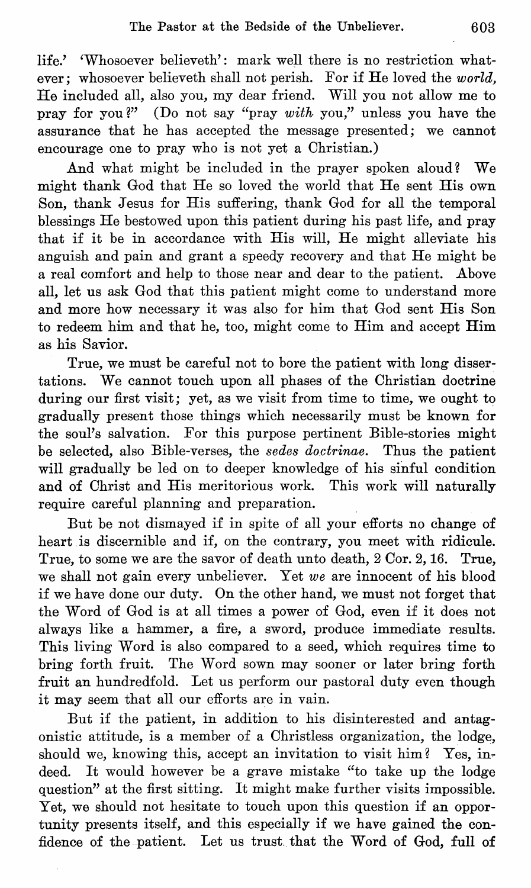life.' 'Whosoever believeth': mark well there is no restriction whatever; whosoever believeth shall not perish. For if He loved the *world,* He included all, also you, my dear friend. Will you not allow me to pray for you?" (Do not say "pray *with* you," unless you have the assurance that he has accepted the message presented; we cannot encourage one to pray who is not yet a Christian.)

And what might be included in the prayer spoken aloud? We might thank God that He so loved the world that He sent His own Son, thank Jesus for His suffering, thank God for all the temporal blessings He bestowed upon this patient during his past life, and pray that if it be in accordance with His will, He might alleviate his anguish and pain and grant a speedy recovery and that He might be a real comfort and help to those near and dear to the patient. Above all, let us ask God that this patient might come to understand more and more how necessary it was also for him that God sent His Son to redeem him and that he, too, might come to Him and accept Him as his Savior.

True, we must be careful not to bore the patient with long dissertations. We cannot touch upon all phases of the Christian doctrine during our first visit; yet, as we visit from time to time, we ought to gradually present those things which necessarily must be known for the soul's salvation. For this purpose pertinent Bible-stories might be selected, also Bible-verses, the *sedes doctrinae.* Thus the patient will gradually be led on to deeper knowledge of his sinful condition and of Christ and His meritorious work. This work will naturally require careful planning and preparation.

But be not dismayed if in spite of all your efforts no change of heart is discernible and if, on the contrary, you meet with ridicule. True, to some we are the savor of death unto death, 2 Cor. 2, 16. True, we shall not gain every unbeliever. Yet *we* are innocent of his blood if we have done our duty. On the other hand, we must not forget that the Word of God is at all times a power of God, even if it does not always like a hammer, a fire, a sword, produce immediate results. This living Word is also compared to a seed, which requires time to bring forth fruit. The Word sown may sooner or later bring forth fruit an hundredfold. Let us perform our pastoral duty even though it may seem that all our efforts are in vain.

But if the patient, in addition to his disinterested and antagonistic attitude, is a member of a Christless organization, the lodge, should we, knowing this, accept an invitation to visit him? Yes, indeed. It would however be a grave mistake "to take up the lodge question" at the first sitting. It might make further visits impossible. Yet, we should not hesitate to touch upon this question if an opportunity presents itself, and this especially if we have gained the confidence of the patient. Let us trust that the Word of God, full of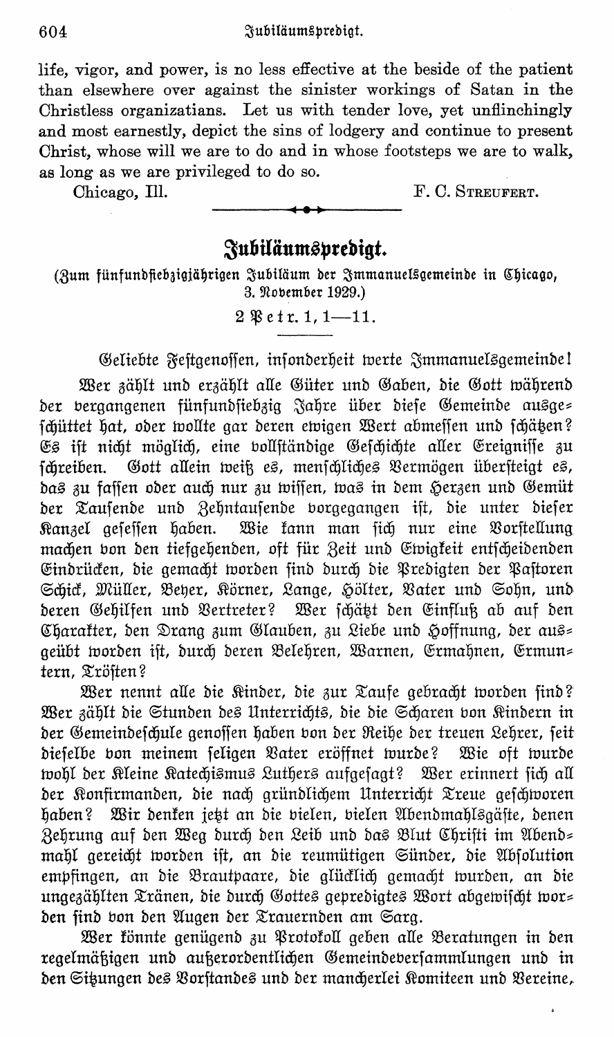life, vigor, and power, is no less effective at the beside of the patient than elsewhere over against the sinister workings of Satan in the Christless organizatians. Let us with tender love, yet unflinchingly and most earnestly, depict the sins of lodgery and continue to present Christ, whose will we are to do and in whose footsteps we are to walk, as long as we are privileged to do so.

Chicago, Ill. F. C. Streufert.

---

# Jubiläumspredigt.

(Zum fünfundsiebzigjährigen Jubiläum der Immanuelsgemeinde in Chicago, 3. November 1929.)

2 Petr. 1, 1—11.

Geliebte Festgenossen, insonderheit werte Immanuelsgemeinde!

Wer zählt und erzählt alle Güter und Gaben, die Gott während der vergangenen fünfundsiebzig Jahre über diese Gemeinde ausgeschüttet hat, oder wollte gar deren ewigen Wert abmessen und schätzen? Es ist nicht möglich, eine vollständige Geschichte aller Ereignisse zu schreiben. Gott allein weiß es, menschliches Vermögen übersteigt es, das zu fassen oder auch nur zu wissen, was in dem Herzen und Gemüt der Tausende und Zehntausende vorgegangen ist, die unter dieser Kanzel gesessen haben. Wie kann man sich nur eine Vorstellung machen von den tiefgehenden, oft für Zeit und Ewigkeit entscheidenden Eindrücken, die gemacht worden sind durch die Predigten der Pastoren Schick, Müller, Beyer, Körner, Lange, Hölter, Vater und Sohn, und deren Gehilfen und Vertreter? Wer schätzt den Einfluß ab auf den Charakter, den Drang zum Glauben, zu Liebe und Hoffnung, der ausgeübt worden ist, durch deren Belehren, Warnen, Ermahnen, Ermuntern, Trösten?

Wer nennt alle die Kinder, die zur Taufe gebracht worden sind? Wer zählt die Stunden des Unterrichts, die die Scharen von Kindern in der Gemeindeschule genossen haben von der Reihe der treuen Lehrer, seit dieselbe von meinem seligen Vater eröffnet wurde? Wie oft wurde wohl der Kleine Katechismus Luthers aufgesagt? Wer erinnert sich all der Konfirmanden, die nach gründlichem Unterricht Treue geschworen haben? Wir denken jetzt an die vielen, vielen Abendmahlsgäste, denen Zehrung auf den Weg durch den Leib und das Blut Christi im Abendmahl gereicht worden ist, an die reumütigen Sünder, die Absolution empfingen, an die Brautpaare, die glücklich gemacht wurden, an die ungezählten Tränen, die durch Gottes gepredigtes Wort abgewischt worden sind von den Augen der Trauernden am Sarg.

Wer könnte genügend zu Protokoll geben alle Beratungen in den regelmäßigen und außerordentlichen Gemeindeversammlungen und in den Sitzungen des Vorstandes und der mancherlei Komiteen und Vereine,